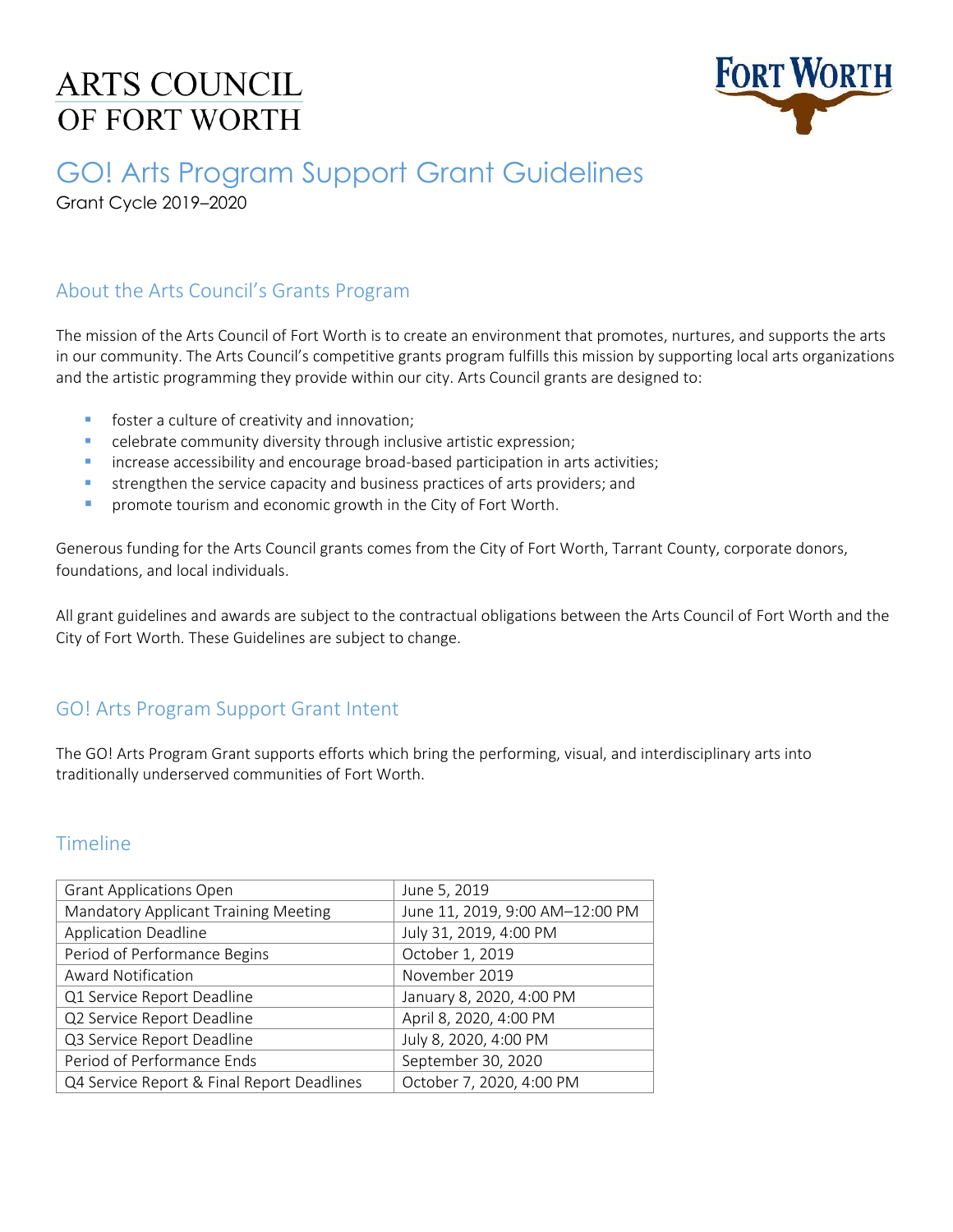# ARTS COUNCIL OF FORT WORTH

FORT WORTH

# GO! Arts Program Support Grant Guidelines

Grant Cycle 2019–2020

## About the Arts Council's Grants Program

The mission of the Arts Council of Fort Worth is to create an environment that promotes, nurtures, and supports the arts in our community. The Arts Council's competitive grants program fulfills this mission by supporting local arts organizations and the artistic programming they provide within our city. Arts Council grants are designed to:

- foster a culture of creativity and innovation;
- celebrate community diversity through inclusive artistic expression;
- increase accessibility and encourage broad-based participation in arts activities;
- strengthen the service capacity and business practices of arts providers; and
- promote tourism and economic growth in the City of Fort Worth.

Generous funding for the Arts Council grants comes from the City of Fort Worth, Tarrant County, corporate donors, foundations, and local individuals.

All grant guidelines and awards are subject to the contractual obligations between the Arts Council of Fort Worth and the City of Fort Worth. These Guidelines are subject to change.

## GO! Arts Program Support Grant Intent

The GO! Arts Program Grant supports efforts which bring the performing, visual, and interdisciplinary arts into traditionally underserved communities of Fort Worth.

## Timeline

| | |
|---|---|
| Grant Applications Open | June 5, 2019 |
| Mandatory Applicant Training Meeting | June 11, 2019, 9:00 AM–12:00 PM |
| Application Deadline | July 31, 2019, 4:00 PM |
| Period of Performance Begins | October 1, 2019 |
| Award Notification | November 2019 |
| Q1 Service Report Deadline | January 8, 2020, 4:00 PM |
| Q2 Service Report Deadline | April 8, 2020, 4:00 PM |
| Q3 Service Report Deadline | July 8, 2020, 4:00 PM |
| Period of Performance Ends | September 30, 2020 |
| Q4 Service Report & Final Report Deadlines | October 7, 2020, 4:00 PM |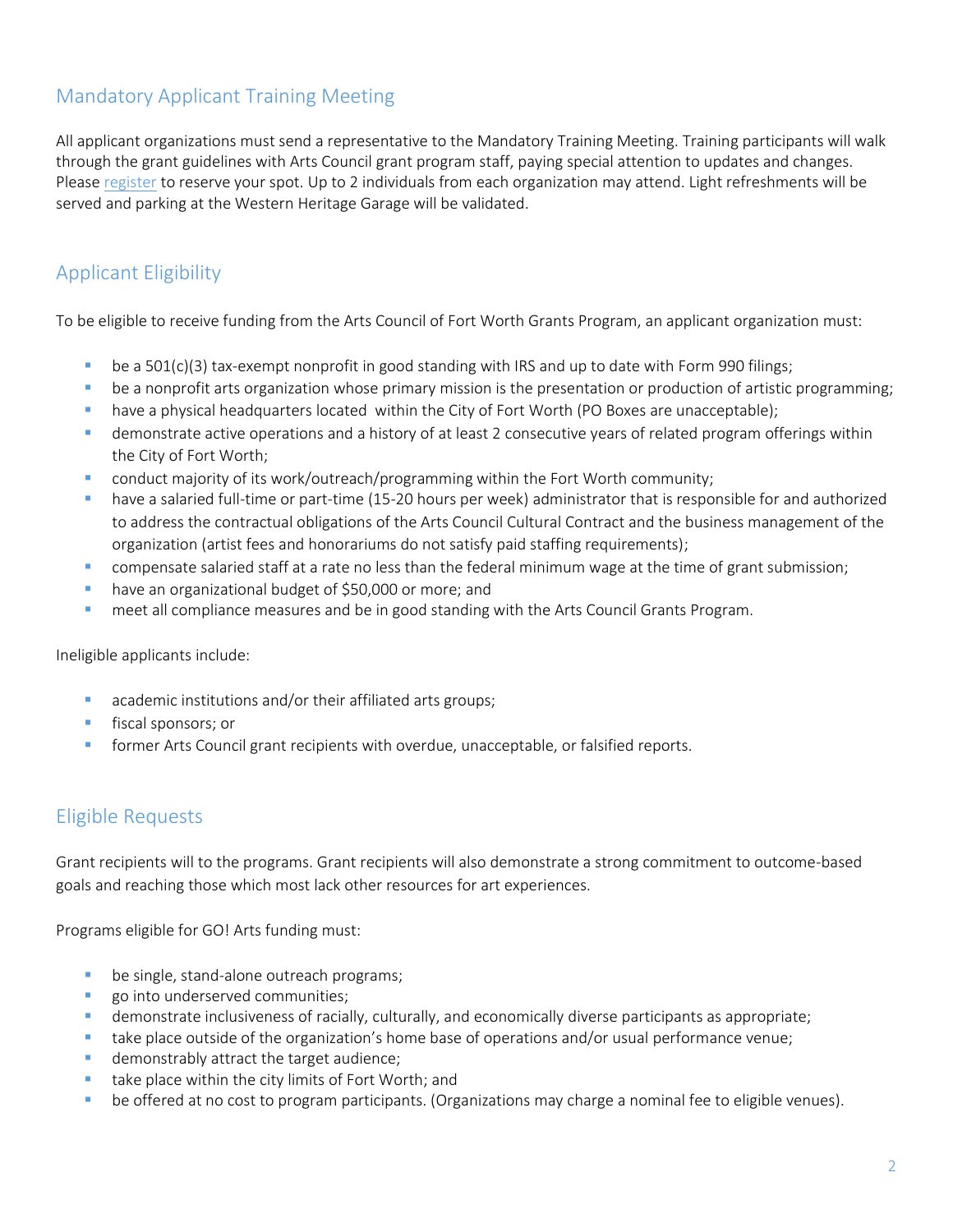## Mandatory Applicant Training Meeting

All applicant organizations must send a representative to the Mandatory Training Meeting. Training participants will walk through the grant guidelines with Arts Council grant program staff, paying special attention to updates and changes. Please register to reserve your spot. Up to 2 individuals from each organization may attend. Light refreshments will be served and parking at the Western Heritage Garage will be validated.

## Applicant Eligibility

To be eligible to receive funding from the Arts Council of Fort Worth Grants Program, an applicant organization must:

- be a 501(c)(3) tax-exempt nonprofit in good standing with IRS and up to date with Form 990 filings;
- be a nonprofit arts organization whose primary mission is the presentation or production of artistic programming;
- have a physical headquarters located within the City of Fort Worth (PO Boxes are unacceptable);
- demonstrate active operations and a history of at least 2 consecutive years of related program offerings within the City of Fort Worth;
- conduct majority of its work/outreach/programming within the Fort Worth community;
- have a salaried full-time or part-time (15-20 hours per week) administrator that is responsible for and authorized to address the contractual obligations of the Arts Council Cultural Contract and the business management of the organization (artist fees and honorariums do not satisfy paid staffing requirements);
- compensate salaried staff at a rate no less than the federal minimum wage at the time of grant submission;
- have an organizational budget of $50,000 or more; and
- meet all compliance measures and be in good standing with the Arts Council Grants Program.

Ineligible applicants include:

- academic institutions and/or their affiliated arts groups;
- fiscal sponsors; or
- former Arts Council grant recipients with overdue, unacceptable, or falsified reports.

## Eligible Requests

Grant recipients will to the programs. Grant recipients will also demonstrate a strong commitment to outcome-based goals and reaching those which most lack other resources for art experiences.

Programs eligible for GO! Arts funding must:

- be single, stand-alone outreach programs;
- go into underserved communities;
- demonstrate inclusiveness of racially, culturally, and economically diverse participants as appropriate;
- take place outside of the organization's home base of operations and/or usual performance venue;
- demonstrably attract the target audience;
- take place within the city limits of Fort Worth; and
- be offered at no cost to program participants. (Organizations may charge a nominal fee to eligible venues).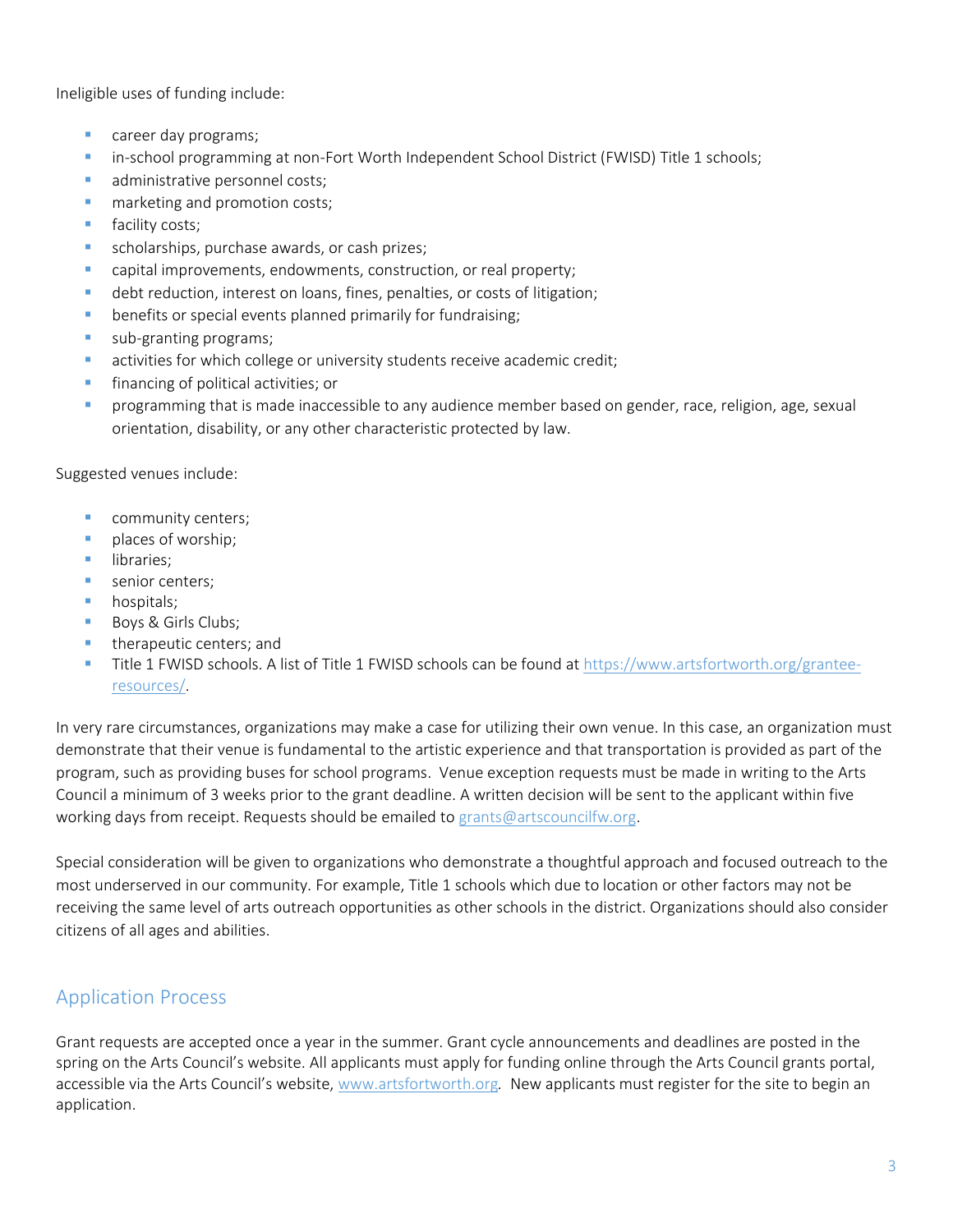Ineligible uses of funding include:

- career day programs;
- in-school programming at non-Fort Worth Independent School District (FWISD) Title 1 schools;
- administrative personnel costs;
- marketing and promotion costs;
- facility costs;
- scholarships, purchase awards, or cash prizes;
- capital improvements, endowments, construction, or real property;
- debt reduction, interest on loans, fines, penalties, or costs of litigation;
- benefits or special events planned primarily for fundraising;
- sub-granting programs;
- activities for which college or university students receive academic credit;
- financing of political activities; or
- programming that is made inaccessible to any audience member based on gender, race, religion, age, sexual orientation, disability, or any other characteristic protected by law.

Suggested venues include:

- community centers;
- places of worship;
- libraries;
- senior centers;
- hospitals;
- Boys & Girls Clubs;
- therapeutic centers; and
- Title 1 FWISD schools. A list of Title 1 FWISD schools can be found at https://www.artsfortworth.org/grantee-resources/.

In very rare circumstances, organizations may make a case for utilizing their own venue. In this case, an organization must demonstrate that their venue is fundamental to the artistic experience and that transportation is provided as part of the program, such as providing buses for school programs. Venue exception requests must be made in writing to the Arts Council a minimum of 3 weeks prior to the grant deadline. A written decision will be sent to the applicant within five working days from receipt. Requests should be emailed to grants@artscouncilfw.org.

Special consideration will be given to organizations who demonstrate a thoughtful approach and focused outreach to the most underserved in our community. For example, Title 1 schools which due to location or other factors may not be receiving the same level of arts outreach opportunities as other schools in the district. Organizations should also consider citizens of all ages and abilities.

## Application Process

Grant requests are accepted once a year in the summer. Grant cycle announcements and deadlines are posted in the spring on the Arts Council's website. All applicants must apply for funding online through the Arts Council grants portal, accessible via the Arts Council's website, www.artsfortworth.org. New applicants must register for the site to begin an application.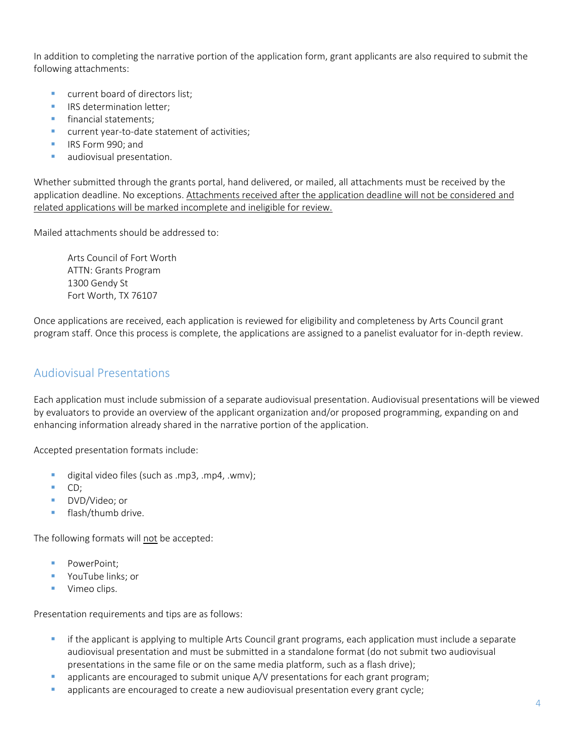In addition to completing the narrative portion of the application form, grant applicants are also required to submit the following attachments:

- current board of directors list;
- IRS determination letter;
- financial statements;
- current year-to-date statement of activities;
- IRS Form 990; and
- audiovisual presentation.

Whether submitted through the grants portal, hand delivered, or mailed, all attachments must be received by the application deadline. No exceptions. <u>Attachments received after the application deadline will not be considered and related applications will be marked incomplete and ineligible for review.</u>

Mailed attachments should be addressed to:

> Arts Council of Fort Worth
> ATTN: Grants Program
> 1300 Gendy St
> Fort Worth, TX 76107

Once applications are received, each application is reviewed for eligibility and completeness by Arts Council grant program staff. Once this process is complete, the applications are assigned to a panelist evaluator for in-depth review.

## Audiovisual Presentations

Each application must include submission of a separate audiovisual presentation. Audiovisual presentations will be viewed by evaluators to provide an overview of the applicant organization and/or proposed programming, expanding on and enhancing information already shared in the narrative portion of the application.

Accepted presentation formats include:

- digital video files (such as .mp3, .mp4, .wmv);
- CD;
- DVD/Video; or
- flash/thumb drive.

The following formats will <u>not</u> be accepted:

- PowerPoint;
- YouTube links; or
- Vimeo clips.

Presentation requirements and tips are as follows:

- if the applicant is applying to multiple Arts Council grant programs, each application must include a separate audiovisual presentation and must be submitted in a standalone format (do not submit two audiovisual presentations in the same file or on the same media platform, such as a flash drive);
- applicants are encouraged to submit unique A/V presentations for each grant program;
- applicants are encouraged to create a new audiovisual presentation every grant cycle;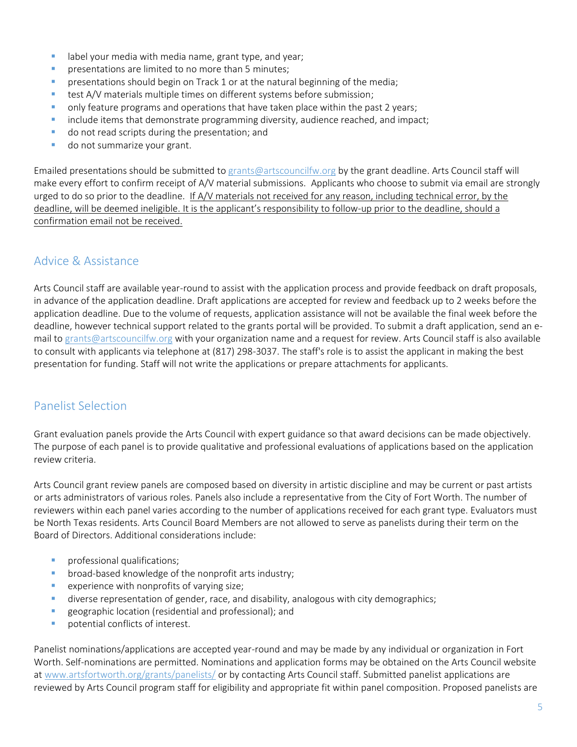- label your media with media name, grant type, and year;
- presentations are limited to no more than 5 minutes;
- presentations should begin on Track 1 or at the natural beginning of the media;
- test A/V materials multiple times on different systems before submission;
- only feature programs and operations that have taken place within the past 2 years;
- include items that demonstrate programming diversity, audience reached, and impact;
- do not read scripts during the presentation; and
- do not summarize your grant.

Emailed presentations should be submitted to grants@artscouncilfw.org by the grant deadline. Arts Council staff will make every effort to confirm receipt of A/V material submissions. Applicants who choose to submit via email are strongly urged to do so prior to the deadline. If A/V materials not received for any reason, including technical error, by the deadline, will be deemed ineligible. It is the applicant's responsibility to follow-up prior to the deadline, should a confirmation email not be received.

## Advice & Assistance

Arts Council staff are available year-round to assist with the application process and provide feedback on draft proposals, in advance of the application deadline. Draft applications are accepted for review and feedback up to 2 weeks before the application deadline. Due to the volume of requests, application assistance will not be available the final week before the deadline, however technical support related to the grants portal will be provided. To submit a draft application, send an e-mail to grants@artscouncilfw.org with your organization name and a request for review. Arts Council staff is also available to consult with applicants via telephone at (817) 298-3037. The staff's role is to assist the applicant in making the best presentation for funding. Staff will not write the applications or prepare attachments for applicants.

## Panelist Selection

Grant evaluation panels provide the Arts Council with expert guidance so that award decisions can be made objectively. The purpose of each panel is to provide qualitative and professional evaluations of applications based on the application review criteria.

Arts Council grant review panels are composed based on diversity in artistic discipline and may be current or past artists or arts administrators of various roles. Panels also include a representative from the City of Fort Worth. The number of reviewers within each panel varies according to the number of applications received for each grant type. Evaluators must be North Texas residents. Arts Council Board Members are not allowed to serve as panelists during their term on the Board of Directors. Additional considerations include:

- professional qualifications;
- broad-based knowledge of the nonprofit arts industry;
- experience with nonprofits of varying size;
- diverse representation of gender, race, and disability, analogous with city demographics;
- geographic location (residential and professional); and
- potential conflicts of interest.

Panelist nominations/applications are accepted year-round and may be made by any individual or organization in Fort Worth. Self-nominations are permitted. Nominations and application forms may be obtained on the Arts Council website at www.artsfortworth.org/grants/panelists/ or by contacting Arts Council staff. Submitted panelist applications are reviewed by Arts Council program staff for eligibility and appropriate fit within panel composition. Proposed panelists are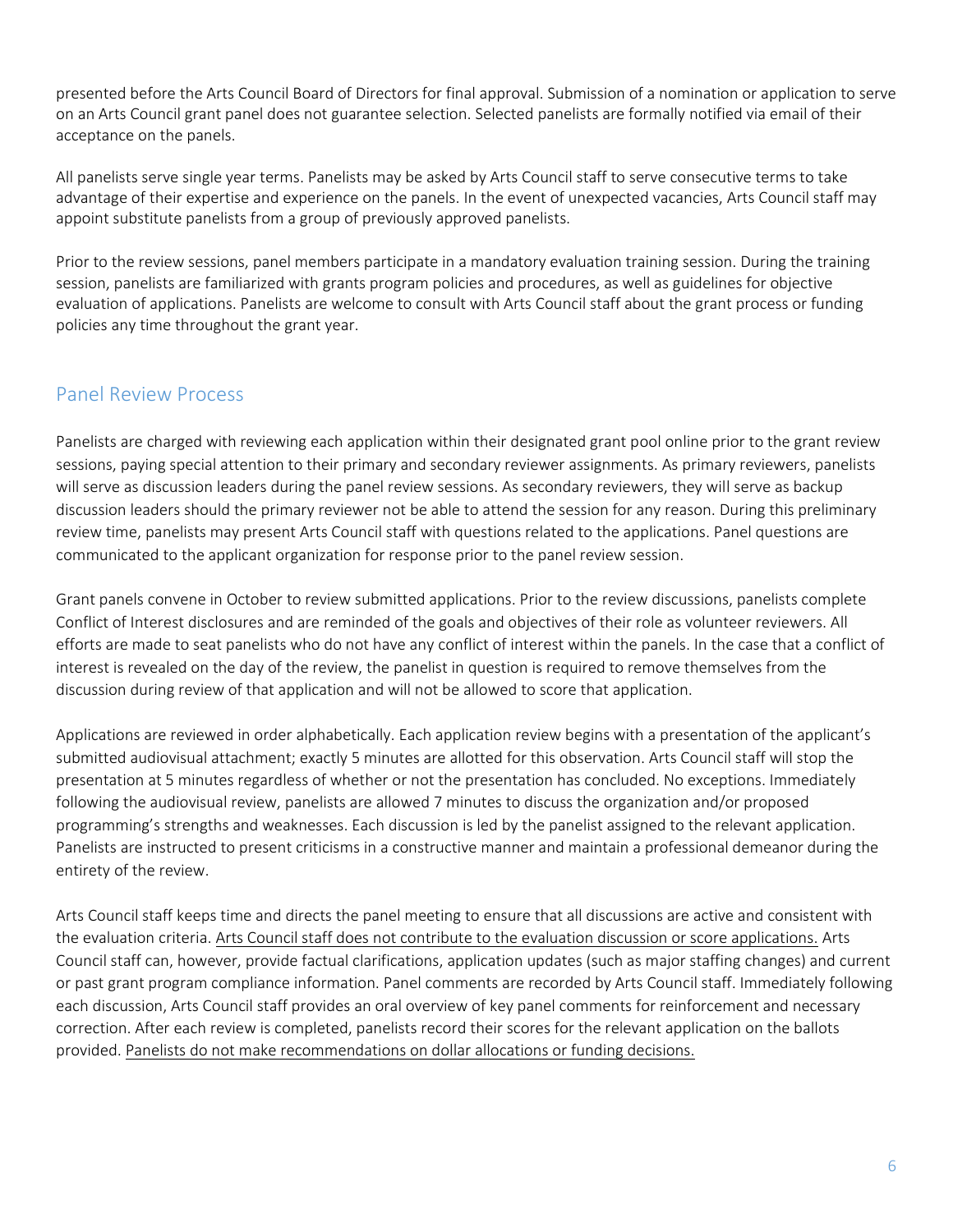presented before the Arts Council Board of Directors for final approval. Submission of a nomination or application to serve on an Arts Council grant panel does not guarantee selection. Selected panelists are formally notified via email of their acceptance on the panels.

All panelists serve single year terms. Panelists may be asked by Arts Council staff to serve consecutive terms to take advantage of their expertise and experience on the panels. In the event of unexpected vacancies, Arts Council staff may appoint substitute panelists from a group of previously approved panelists.

Prior to the review sessions, panel members participate in a mandatory evaluation training session. During the training session, panelists are familiarized with grants program policies and procedures, as well as guidelines for objective evaluation of applications. Panelists are welcome to consult with Arts Council staff about the grant process or funding policies any time throughout the grant year.

## Panel Review Process

Panelists are charged with reviewing each application within their designated grant pool online prior to the grant review sessions, paying special attention to their primary and secondary reviewer assignments. As primary reviewers, panelists will serve as discussion leaders during the panel review sessions. As secondary reviewers, they will serve as backup discussion leaders should the primary reviewer not be able to attend the session for any reason. During this preliminary review time, panelists may present Arts Council staff with questions related to the applications. Panel questions are communicated to the applicant organization for response prior to the panel review session.

Grant panels convene in October to review submitted applications. Prior to the review discussions, panelists complete Conflict of Interest disclosures and are reminded of the goals and objectives of their role as volunteer reviewers. All efforts are made to seat panelists who do not have any conflict of interest within the panels. In the case that a conflict of interest is revealed on the day of the review, the panelist in question is required to remove themselves from the discussion during review of that application and will not be allowed to score that application.

Applications are reviewed in order alphabetically. Each application review begins with a presentation of the applicant's submitted audiovisual attachment; exactly 5 minutes are allotted for this observation. Arts Council staff will stop the presentation at 5 minutes regardless of whether or not the presentation has concluded. No exceptions. Immediately following the audiovisual review, panelists are allowed 7 minutes to discuss the organization and/or proposed programming's strengths and weaknesses. Each discussion is led by the panelist assigned to the relevant application. Panelists are instructed to present criticisms in a constructive manner and maintain a professional demeanor during the entirety of the review.

Arts Council staff keeps time and directs the panel meeting to ensure that all discussions are active and consistent with the evaluation criteria. <u>Arts Council staff does not contribute to the evaluation discussion or score applications.</u> Arts Council staff can, however, provide factual clarifications, application updates (such as major staffing changes) and current or past grant program compliance information. Panel comments are recorded by Arts Council staff. Immediately following each discussion, Arts Council staff provides an oral overview of key panel comments for reinforcement and necessary correction. After each review is completed, panelists record their scores for the relevant application on the ballots provided. <u>Panelists do not make recommendations on dollar allocations or funding decisions.</u>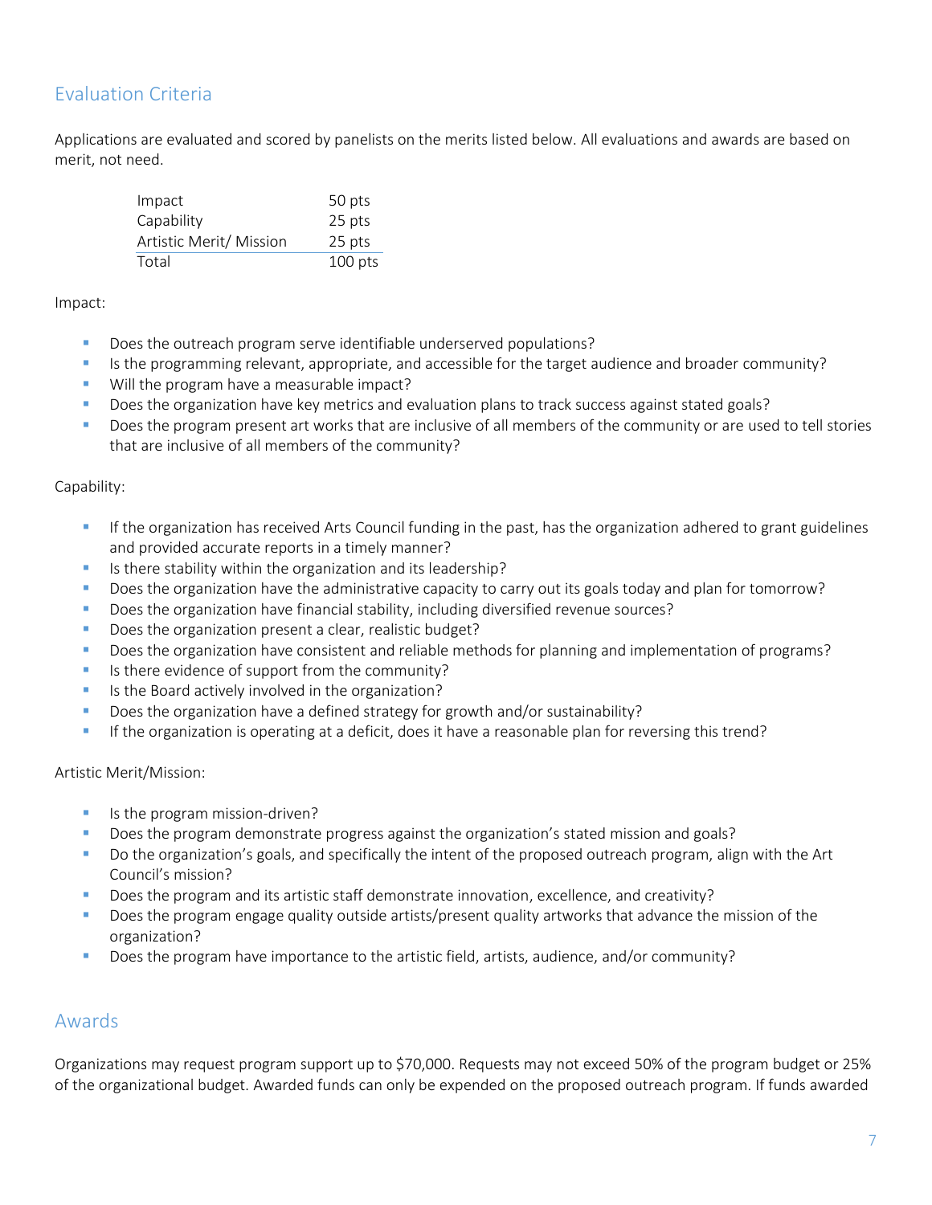## Evaluation Criteria

Applications are evaluated and scored by panelists on the merits listed below. All evaluations and awards are based on merit, not need.

| | |
|---|---|
| Impact | 50 pts |
| Capability | 25 pts |
| Artistic Merit/ Mission | 25 pts |
| Total | 100 pts |

Impact:

- Does the outreach program serve identifiable underserved populations?
- Is the programming relevant, appropriate, and accessible for the target audience and broader community?
- Will the program have a measurable impact?
- Does the organization have key metrics and evaluation plans to track success against stated goals?
- Does the program present art works that are inclusive of all members of the community or are used to tell stories that are inclusive of all members of the community?

Capability:

- If the organization has received Arts Council funding in the past, has the organization adhered to grant guidelines and provided accurate reports in a timely manner?
- Is there stability within the organization and its leadership?
- Does the organization have the administrative capacity to carry out its goals today and plan for tomorrow?
- Does the organization have financial stability, including diversified revenue sources?
- Does the organization present a clear, realistic budget?
- Does the organization have consistent and reliable methods for planning and implementation of programs?
- Is there evidence of support from the community?
- Is the Board actively involved in the organization?
- Does the organization have a defined strategy for growth and/or sustainability?
- If the organization is operating at a deficit, does it have a reasonable plan for reversing this trend?

Artistic Merit/Mission:

- Is the program mission-driven?
- Does the program demonstrate progress against the organization's stated mission and goals?
- Do the organization's goals, and specifically the intent of the proposed outreach program, align with the Art Council's mission?
- Does the program and its artistic staff demonstrate innovation, excellence, and creativity?
- Does the program engage quality outside artists/present quality artworks that advance the mission of the organization?
- Does the program have importance to the artistic field, artists, audience, and/or community?

## Awards

Organizations may request program support up to $70,000. Requests may not exceed 50% of the program budget or 25% of the organizational budget. Awarded funds can only be expended on the proposed outreach program. If funds awarded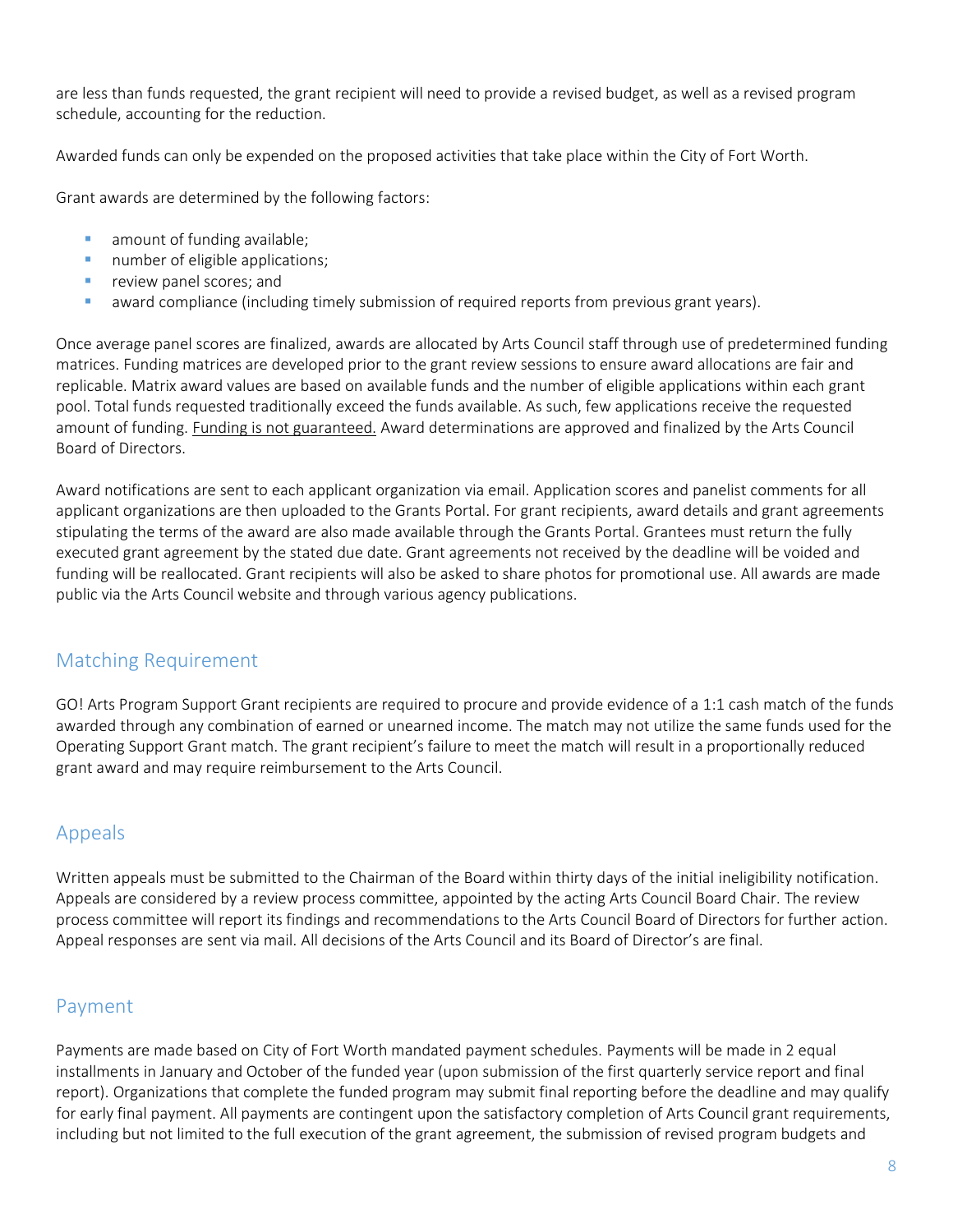are less than funds requested, the grant recipient will need to provide a revised budget, as well as a revised program schedule, accounting for the reduction.

Awarded funds can only be expended on the proposed activities that take place within the City of Fort Worth.

Grant awards are determined by the following factors:

- amount of funding available;
- number of eligible applications;
- review panel scores; and
- award compliance (including timely submission of required reports from previous grant years).

Once average panel scores are finalized, awards are allocated by Arts Council staff through use of predetermined funding matrices. Funding matrices are developed prior to the grant review sessions to ensure award allocations are fair and replicable. Matrix award values are based on available funds and the number of eligible applications within each grant pool. Total funds requested traditionally exceed the funds available. As such, few applications receive the requested amount of funding. <u>Funding is not guaranteed.</u> Award determinations are approved and finalized by the Arts Council Board of Directors.

Award notifications are sent to each applicant organization via email. Application scores and panelist comments for all applicant organizations are then uploaded to the Grants Portal. For grant recipients, award details and grant agreements stipulating the terms of the award are also made available through the Grants Portal. Grantees must return the fully executed grant agreement by the stated due date. Grant agreements not received by the deadline will be voided and funding will be reallocated. Grant recipients will also be asked to share photos for promotional use. All awards are made public via the Arts Council website and through various agency publications.

## Matching Requirement

GO! Arts Program Support Grant recipients are required to procure and provide evidence of a 1:1 cash match of the funds awarded through any combination of earned or unearned income. The match may not utilize the same funds used for the Operating Support Grant match. The grant recipient's failure to meet the match will result in a proportionally reduced grant award and may require reimbursement to the Arts Council.

## Appeals

Written appeals must be submitted to the Chairman of the Board within thirty days of the initial ineligibility notification. Appeals are considered by a review process committee, appointed by the acting Arts Council Board Chair. The review process committee will report its findings and recommendations to the Arts Council Board of Directors for further action. Appeal responses are sent via mail. All decisions of the Arts Council and its Board of Director's are final.

## Payment

Payments are made based on City of Fort Worth mandated payment schedules. Payments will be made in 2 equal installments in January and October of the funded year (upon submission of the first quarterly service report and final report). Organizations that complete the funded program may submit final reporting before the deadline and may qualify for early final payment. All payments are contingent upon the satisfactory completion of Arts Council grant requirements, including but not limited to the full execution of the grant agreement, the submission of revised program budgets and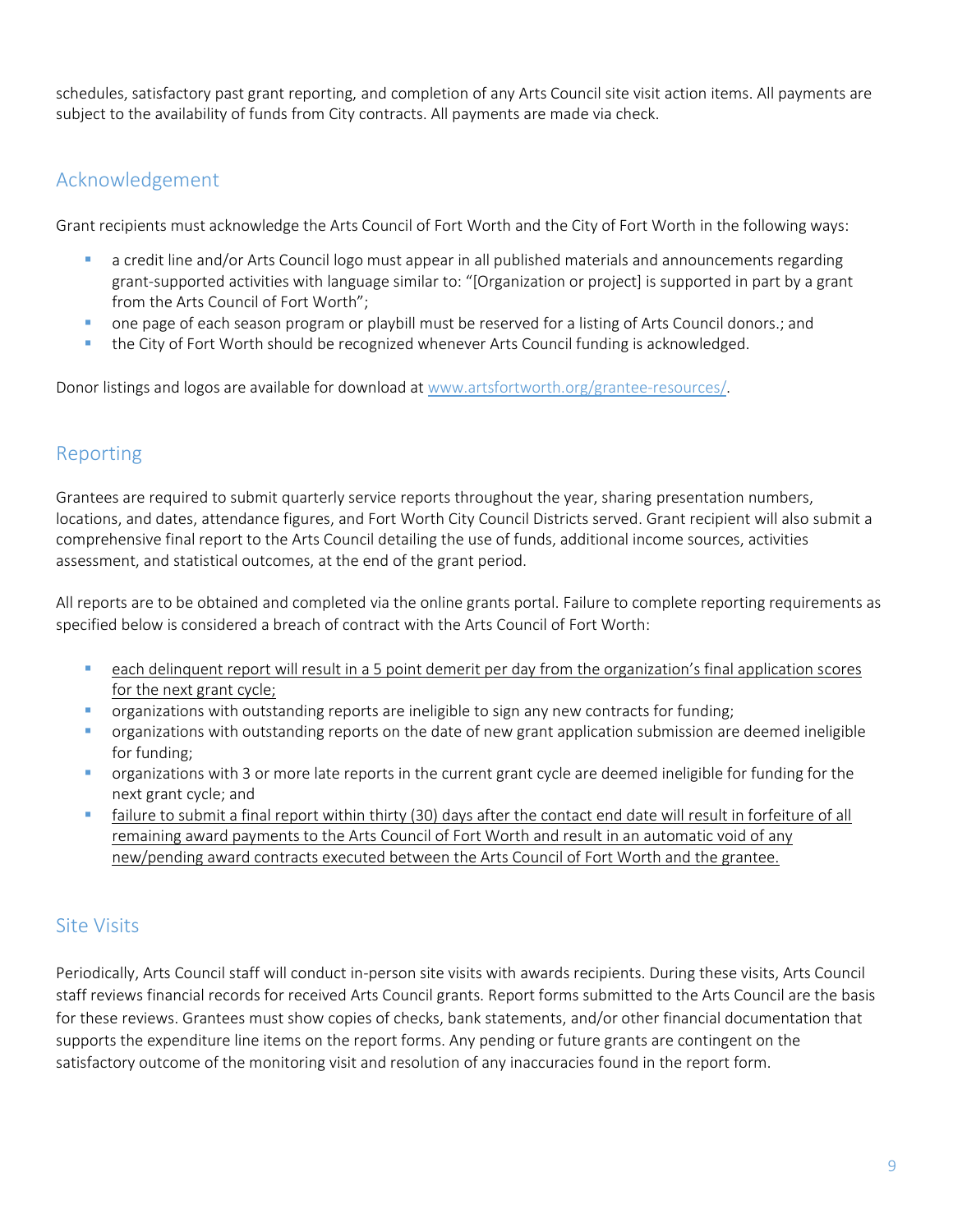schedules, satisfactory past grant reporting, and completion of any Arts Council site visit action items. All payments are subject to the availability of funds from City contracts. All payments are made via check.

## Acknowledgement

Grant recipients must acknowledge the Arts Council of Fort Worth and the City of Fort Worth in the following ways:

- a credit line and/or Arts Council logo must appear in all published materials and announcements regarding grant-supported activities with language similar to: "[Organization or project] is supported in part by a grant from the Arts Council of Fort Worth";
- one page of each season program or playbill must be reserved for a listing of Arts Council donors.; and
- the City of Fort Worth should be recognized whenever Arts Council funding is acknowledged.

Donor listings and logos are available for download at [www.artsfortworth.org/grantee-resources/](www.artsfortworth.org/grantee-resources/).

## Reporting

Grantees are required to submit quarterly service reports throughout the year, sharing presentation numbers, locations, and dates, attendance figures, and Fort Worth City Council Districts served. Grant recipient will also submit a comprehensive final report to the Arts Council detailing the use of funds, additional income sources, activities assessment, and statistical outcomes, at the end of the grant period.

All reports are to be obtained and completed via the online grants portal. Failure to complete reporting requirements as specified below is considered a breach of contract with the Arts Council of Fort Worth:

- <u>each delinquent report will result in a 5 point demerit per day from the organization's final application scores for the next grant cycle;</u>
- organizations with outstanding reports are ineligible to sign any new contracts for funding;
- organizations with outstanding reports on the date of new grant application submission are deemed ineligible for funding;
- organizations with 3 or more late reports in the current grant cycle are deemed ineligible for funding for the next grant cycle; and
- <u>failure to submit a final report within thirty (30) days after the contact end date will result in forfeiture of all remaining award payments to the Arts Council of Fort Worth and result in an automatic void of any new/pending award contracts executed between the Arts Council of Fort Worth and the grantee.</u>

## Site Visits

Periodically, Arts Council staff will conduct in-person site visits with awards recipients. During these visits, Arts Council staff reviews financial records for received Arts Council grants. Report forms submitted to the Arts Council are the basis for these reviews. Grantees must show copies of checks, bank statements, and/or other financial documentation that supports the expenditure line items on the report forms. Any pending or future grants are contingent on the satisfactory outcome of the monitoring visit and resolution of any inaccuracies found in the report form.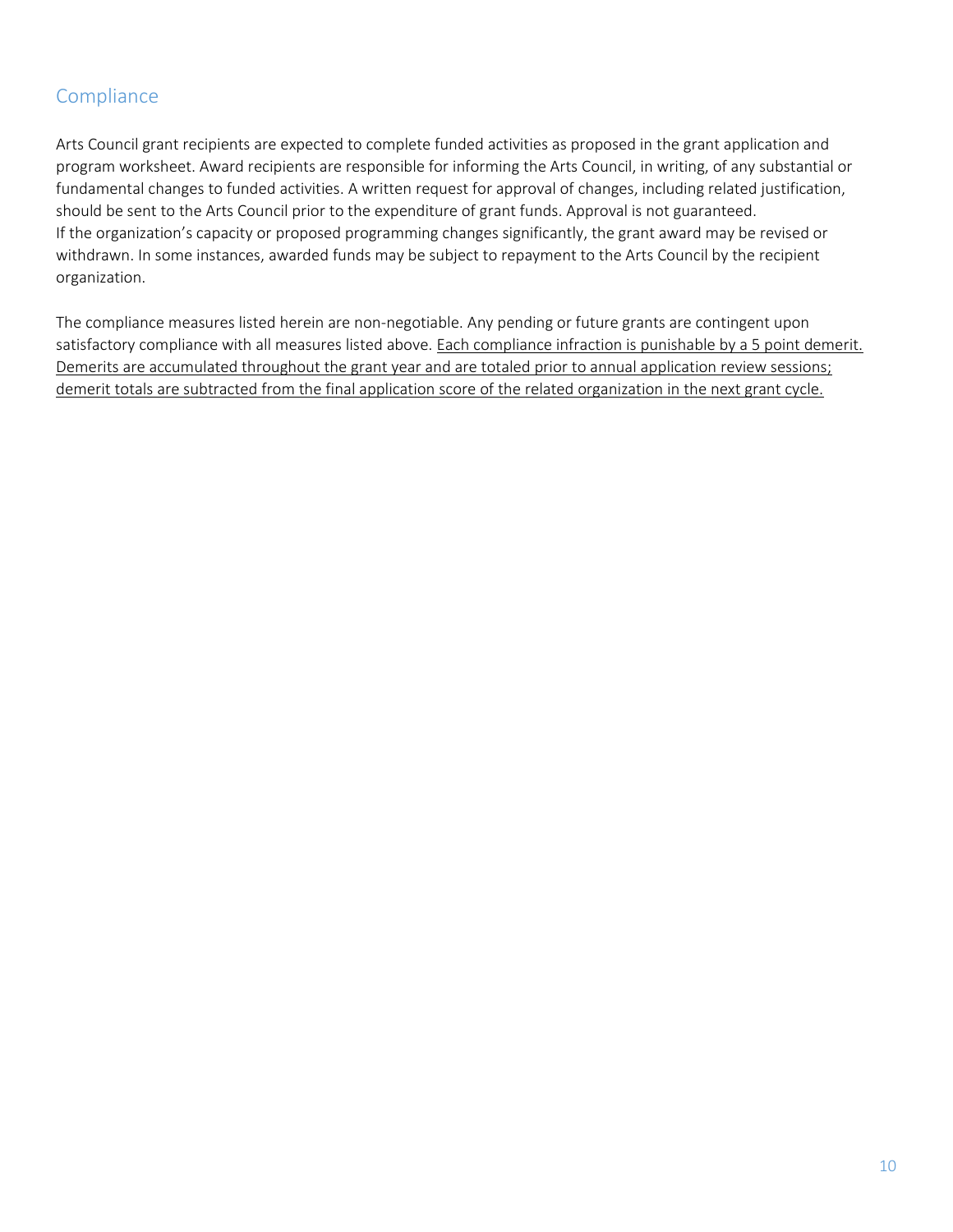## Compliance

Arts Council grant recipients are expected to complete funded activities as proposed in the grant application and program worksheet. Award recipients are responsible for informing the Arts Council, in writing, of any substantial or fundamental changes to funded activities. A written request for approval of changes, including related justification, should be sent to the Arts Council prior to the expenditure of grant funds. Approval is not guaranteed.
If the organization's capacity or proposed programming changes significantly, the grant award may be revised or withdrawn. In some instances, awarded funds may be subject to repayment to the Arts Council by the recipient organization.

The compliance measures listed herein are non-negotiable. Any pending or future grants are contingent upon satisfactory compliance with all measures listed above. <u>Each compliance infraction is punishable by a 5 point demerit. Demerits are accumulated throughout the grant year and are totaled prior to annual application review sessions; demerit totals are subtracted from the final application score of the related organization in the next grant cycle.</u>